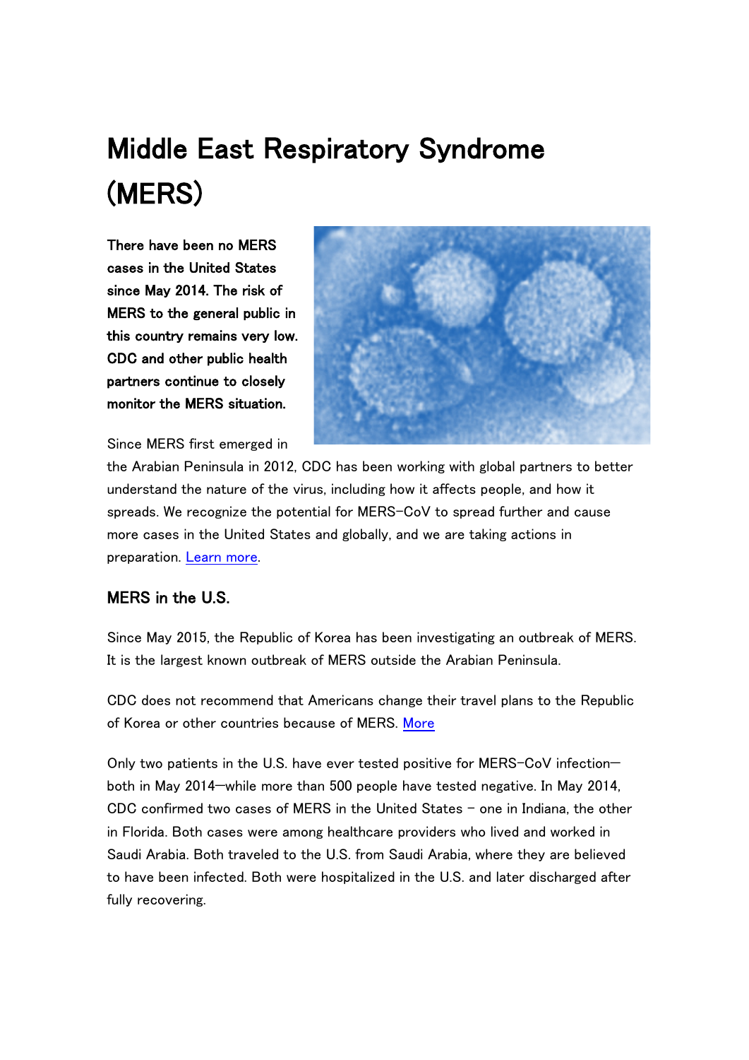# Middle East Respiratory Syndrome (MERS)

**There have been no MERS cases in the United States since May 2014. The risk of MERS to the general public in this country remains very low. CDC and other public health partners continue to closely monitor the MERS situation.**

Since MERS first emerged in the Arabian Peninsula in 2012, CDC has been working with global partners to better understand the nature of the virus, including how it affects people, and how it spreads. We recognize the potential for MERS-CoV to spread further and cause more cases in the United States and globally, and we are taking actions in preparation. Learn more.

## MERS in the U.S.

Since May 2015, the Republic of Korea has been investigating an outbreak of MERS. It is the largest known outbreak of MERS outside the Arabian Peninsula.

CDC does not recommend that Americans change their travel plans to the Republic of Korea or other countries because of MERS. More

Only two patients in the U.S. have ever tested positive for MERS-CoV infection—both in May 2014—while more than 500 people have tested negative. In May 2014, CDC confirmed two cases of MERS in the United States – one in Indiana, the other in Florida. Both cases were among healthcare providers who lived and worked in Saudi Arabia. Both traveled to the U.S. from Saudi Arabia, where they are believed to have been infected. Both were hospitalized in the U.S. and later discharged after fully recovering.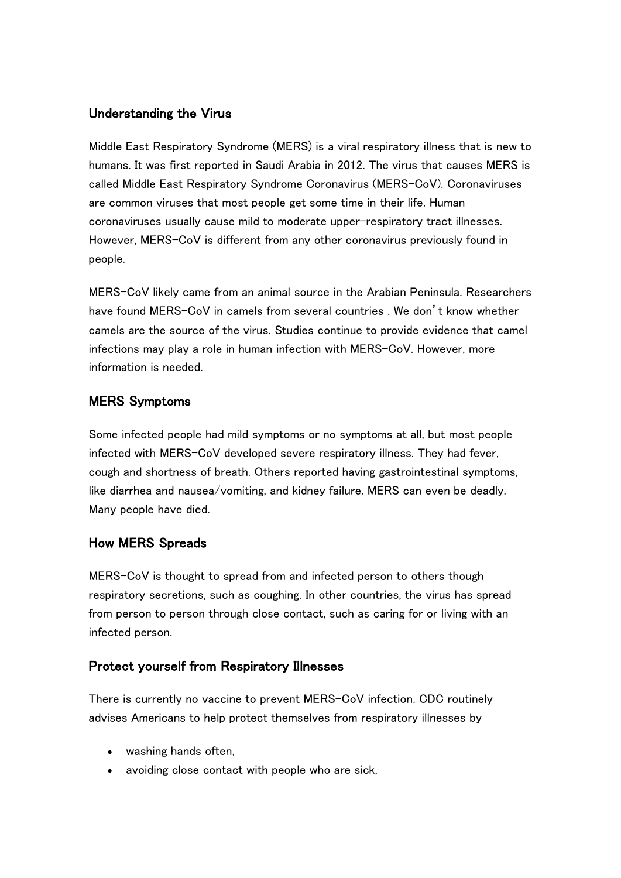## Understanding the Virus

Middle East Respiratory Syndrome (MERS) is a viral respiratory illness that is new to humans. It was first reported in Saudi Arabia in 2012. The virus that causes MERS is called Middle East Respiratory Syndrome Coronavirus (MERS-CoV). Coronaviruses are common viruses that most people get some time in their life. Human coronaviruses usually cause mild to moderate upper-respiratory tract illnesses. However, MERS-CoV is different from any other coronavirus previously found in people.

MERS-CoV likely came from an animal source in the Arabian Peninsula. Researchers have found MERS-CoV in camels from several countries . We don't know whether camels are the source of the virus. Studies continue to provide evidence that camel infections may play a role in human infection with MERS-CoV. However, more information is needed.

## MERS Symptoms

Some infected people had mild symptoms or no symptoms at all, but most people infected with MERS-CoV developed severe respiratory illness. They had fever, cough and shortness of breath. Others reported having gastrointestinal symptoms, like diarrhea and nausea/vomiting, and kidney failure. MERS can even be deadly. Many people have died.

## How MERS Spreads

MERS-CoV is thought to spread from and infected person to others though respiratory secretions, such as coughing. In other countries, the virus has spread from person to person through close contact, such as caring for or living with an infected person.

## Protect yourself from Respiratory Illnesses

There is currently no vaccine to prevent MERS-CoV infection. CDC routinely advises Americans to help protect themselves from respiratory illnesses by

- washing hands often,
- avoiding close contact with people who are sick,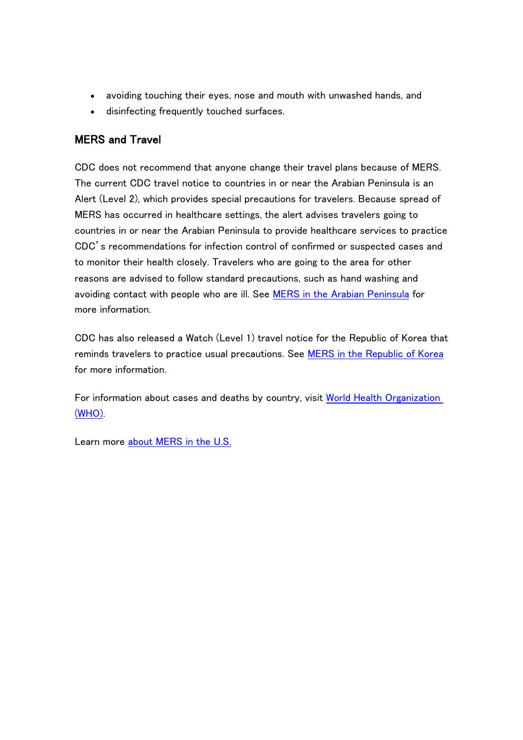- avoiding touching their eyes, nose and mouth with unwashed hands, and
- disinfecting frequently touched surfaces.

## MERS and Travel

CDC does not recommend that anyone change their travel plans because of MERS. The current CDC travel notice to countries in or near the Arabian Peninsula is an Alert (Level 2), which provides special precautions for travelers. Because spread of MERS has occurred in healthcare settings, the alert advises travelers going to countries in or near the Arabian Peninsula to provide healthcare services to practice CDC's recommendations for infection control of confirmed or suspected cases and to monitor their health closely. Travelers who are going to the area for other reasons are advised to follow standard precautions, such as hand washing and avoiding contact with people who are ill. See MERS in the Arabian Peninsula for more information.

CDC has also released a Watch (Level 1) travel notice for the Republic of Korea that reminds travelers to practice usual precautions. See MERS in the Republic of Korea for more information.

For information about cases and deaths by country, visit World Health Organization (WHO).

Learn more about MERS in the U.S.